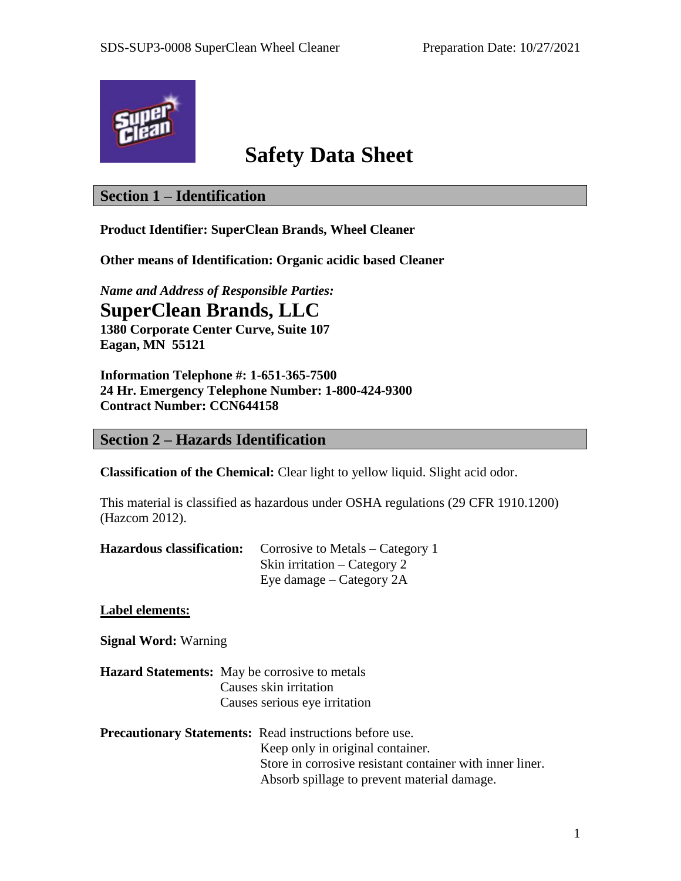# Safety Data Sheet

## Section 1 – Identification

**Product Identifier: SuperClean Brands, Wheel Cleaner**

**Other means of Identification: Organic acidic based Cleaner**

***Name and Address of Responsible Parties:***

**SuperClean Brands, LLC**
**1380 Corporate Center Curve, Suite 107**
**Eagan, MN 55121**

**Information Telephone #: 1-651-365-7500**
**24 Hr. Emergency Telephone Number: 1-800-424-9300**
**Contract Number: CCN644158**

## Section 2 – Hazards Identification

**Classification of the Chemical:** Clear light to yellow liquid. Slight acid odor.

This material is classified as hazardous under OSHA regulations (29 CFR 1910.1200) (Hazcom 2012).

**Hazardous classification:** Corrosive to Metals – Category 1
Skin irritation – Category 2
Eye damage – Category 2A

**Label elements:**

**Signal Word:** Warning

**Hazard Statements:** May be corrosive to metals
Causes skin irritation
Causes serious eye irritation

**Precautionary Statements:** Read instructions before use.
Keep only in original container.
Store in corrosive resistant container with inner liner.
Absorb spillage to prevent material damage.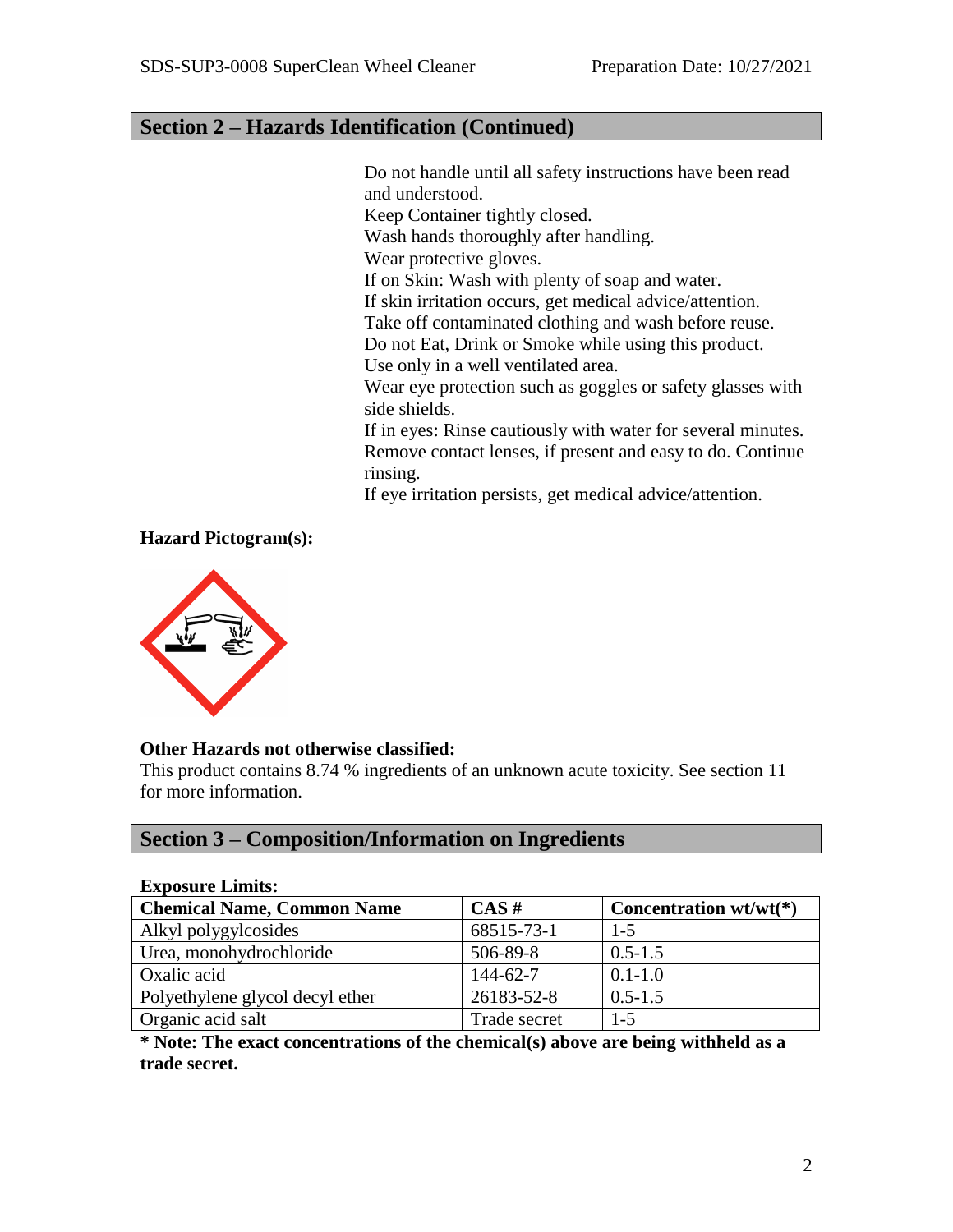## Section 2 – Hazards Identification (Continued)

Do not handle until all safety instructions have been read and understood.
Keep Container tightly closed.
Wash hands thoroughly after handling.
Wear protective gloves.
If on Skin: Wash with plenty of soap and water.
If skin irritation occurs, get medical advice/attention.
Take off contaminated clothing and wash before reuse.
Do not Eat, Drink or Smoke while using this product.
Use only in a well ventilated area.
Wear eye protection such as goggles or safety glasses with side shields.
If in eyes: Rinse cautiously with water for several minutes. Remove contact lenses, if present and easy to do. Continue rinsing.
If eye irritation persists, get medical advice/attention.

**Hazard Pictogram(s):**

**Other Hazards not otherwise classified:**
This product contains 8.74 % ingredients of an unknown acute toxicity. See section 11 for more information.

## Section 3 – Composition/Information on Ingredients

**Exposure Limits:**

| Chemical Name, Common Name | CAS # | Concentration wt/wt(*) |
|---|---|---|
| Alkyl polygylcosides | 68515-73-1 | 1-5 |
| Urea, monohydrochloride | 506-89-8 | 0.5-1.5 |
| Oxalic acid | 144-62-7 | 0.1-1.0 |
| Polyethylene glycol decyl ether | 26183-52-8 | 0.5-1.5 |
| Organic acid salt | Trade secret | 1-5 |

**\* Note: The exact concentrations of the chemical(s) above are being withheld as a trade secret.**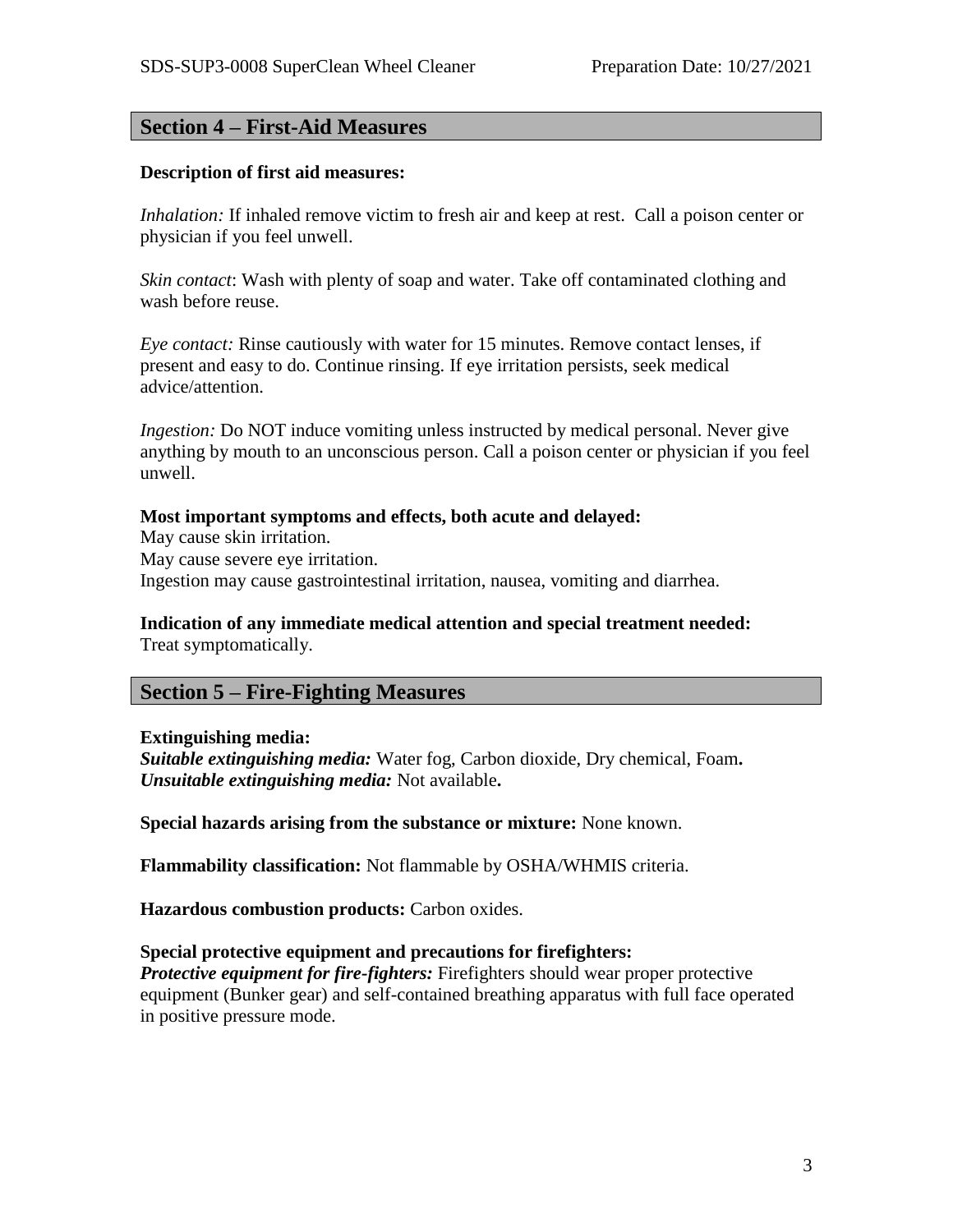## Section 4 – First-Aid Measures

**Description of first aid measures:**

*Inhalation:* If inhaled remove victim to fresh air and keep at rest. Call a poison center or physician if you feel unwell.

*Skin contact*: Wash with plenty of soap and water. Take off contaminated clothing and wash before reuse.

*Eye contact:* Rinse cautiously with water for 15 minutes. Remove contact lenses, if present and easy to do. Continue rinsing. If eye irritation persists, seek medical advice/attention.

*Ingestion:* Do NOT induce vomiting unless instructed by medical personal. Never give anything by mouth to an unconscious person. Call a poison center or physician if you feel unwell.

**Most important symptoms and effects, both acute and delayed:**
May cause skin irritation.
May cause severe eye irritation.
Ingestion may cause gastrointestinal irritation, nausea, vomiting and diarrhea.

**Indication of any immediate medical attention and special treatment needed:**
Treat symptomatically.

## Section 5 – Fire-Fighting Measures

**Extinguishing media:**
***Suitable extinguishing media:*** Water fog, Carbon dioxide, Dry chemical, Foam**.**
***Unsuitable extinguishing media:*** Not available**.**

**Special hazards arising from the substance or mixture:** None known.

**Flammability classification:** Not flammable by OSHA/WHMIS criteria.

**Hazardous combustion products:** Carbon oxides.

**Special protective equipment and precautions for firefighters:**
***Protective equipment for fire-fighters:*** Firefighters should wear proper protective equipment (Bunker gear) and self-contained breathing apparatus with full face operated in positive pressure mode.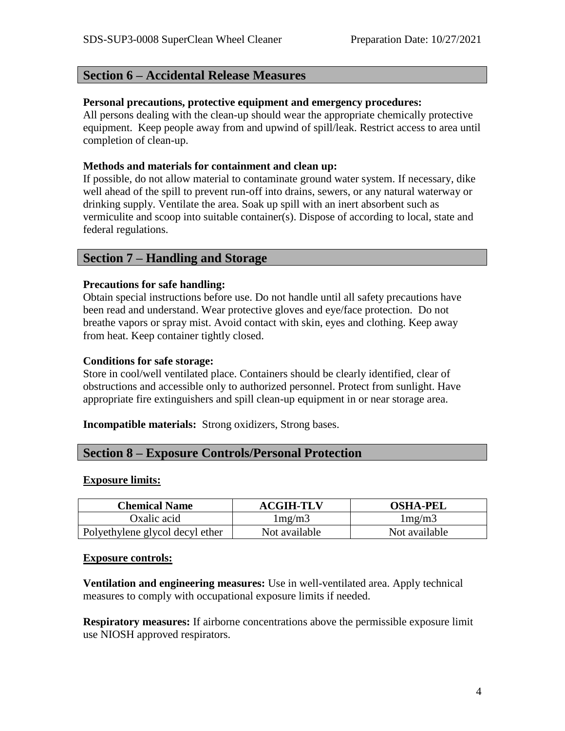## Section 6 – Accidental Release Measures

**Personal precautions, protective equipment and emergency procedures:**
All persons dealing with the clean-up should wear the appropriate chemically protective equipment. Keep people away from and upwind of spill/leak. Restrict access to area until completion of clean-up.

**Methods and materials for containment and clean up:**
If possible, do not allow material to contaminate ground water system. If necessary, dike well ahead of the spill to prevent run-off into drains, sewers, or any natural waterway or drinking supply. Ventilate the area. Soak up spill with an inert absorbent such as vermiculite and scoop into suitable container(s). Dispose of according to local, state and federal regulations.

## Section 7 – Handling and Storage

**Precautions for safe handling:**
Obtain special instructions before use. Do not handle until all safety precautions have been read and understand. Wear protective gloves and eye/face protection. Do not breathe vapors or spray mist. Avoid contact with skin, eyes and clothing. Keep away from heat. Keep container tightly closed.

**Conditions for safe storage:**
Store in cool/well ventilated place. Containers should be clearly identified, clear of obstructions and accessible only to authorized personnel. Protect from sunlight. Have appropriate fire extinguishers and spill clean-up equipment in or near storage area.

**Incompatible materials:** Strong oxidizers, Strong bases.

## Section 8 – Exposure Controls/Personal Protection

**Exposure limits:**

| Chemical Name | ACGIH-TLV | OSHA-PEL |
|---|---|---|
| Oxalic acid | 1mg/m3 | 1mg/m3 |
| Polyethylene glycol decyl ether | Not available | Not available |

**Exposure controls:**

**Ventilation and engineering measures:** Use in well-ventilated area. Apply technical measures to comply with occupational exposure limits if needed.

**Respiratory measures:** If airborne concentrations above the permissible exposure limit use NIOSH approved respirators.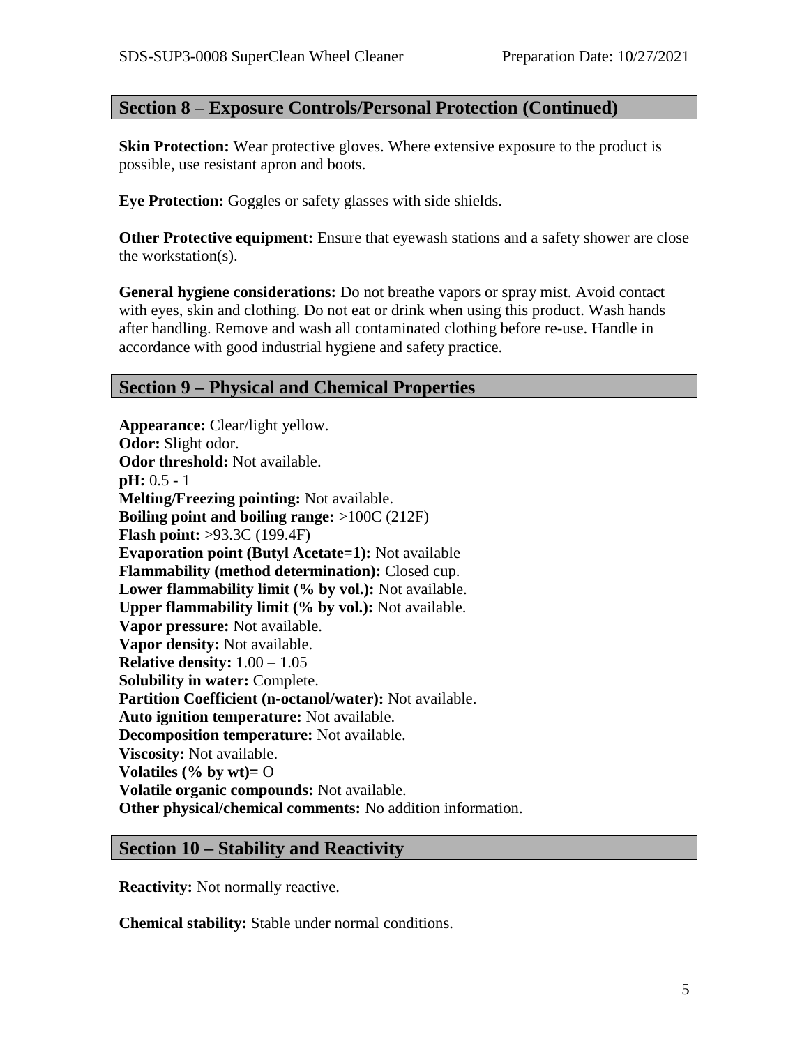## Section 8 – Exposure Controls/Personal Protection (Continued)

**Skin Protection:** Wear protective gloves. Where extensive exposure to the product is possible, use resistant apron and boots.

**Eye Protection:** Goggles or safety glasses with side shields.

**Other Protective equipment:** Ensure that eyewash stations and a safety shower are close the workstation(s).

**General hygiene considerations:** Do not breathe vapors or spray mist. Avoid contact with eyes, skin and clothing. Do not eat or drink when using this product. Wash hands after handling. Remove and wash all contaminated clothing before re-use. Handle in accordance with good industrial hygiene and safety practice.

## Section 9 – Physical and Chemical Properties

**Appearance:** Clear/light yellow.
**Odor:** Slight odor.
**Odor threshold:** Not available.
**pH:** 0.5 - 1
**Melting/Freezing pointing:** Not available.
**Boiling point and boiling range:** >100C (212F)
**Flash point:** >93.3C (199.4F)
**Evaporation point (Butyl Acetate=1):** Not available
**Flammability (method determination):** Closed cup.
**Lower flammability limit (% by vol.):** Not available.
**Upper flammability limit (% by vol.):** Not available.
**Vapor pressure:** Not available.
**Vapor density:** Not available.
**Relative density:** 1.00 – 1.05
**Solubility in water:** Complete.
**Partition Coefficient (n-octanol/water):** Not available.
**Auto ignition temperature:** Not available.
**Decomposition temperature:** Not available.
**Viscosity:** Not available.
**Volatiles (% by wt)=** O
**Volatile organic compounds:** Not available.
**Other physical/chemical comments:** No addition information.

## Section 10 – Stability and Reactivity

**Reactivity:** Not normally reactive.

**Chemical stability:** Stable under normal conditions.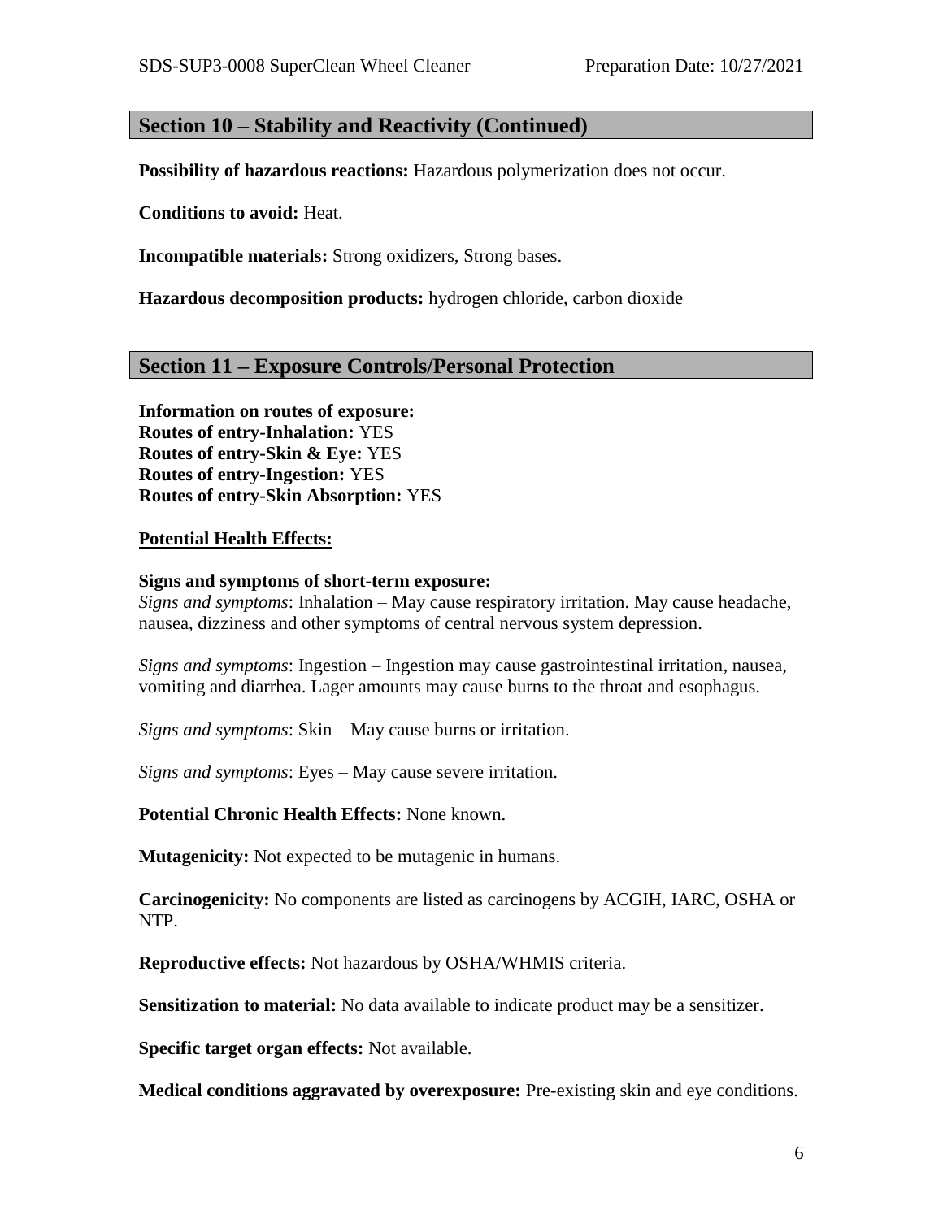## Section 10 – Stability and Reactivity (Continued)

**Possibility of hazardous reactions:** Hazardous polymerization does not occur.

**Conditions to avoid:** Heat.

**Incompatible materials:** Strong oxidizers, Strong bases.

**Hazardous decomposition products:** hydrogen chloride, carbon dioxide

## Section 11 – Exposure Controls/Personal Protection

**Information on routes of exposure:**
**Routes of entry-Inhalation:** YES
**Routes of entry-Skin & Eye:** YES
**Routes of entry-Ingestion:** YES
**Routes of entry-Skin Absorption:** YES

**Potential Health Effects:**

**Signs and symptoms of short-term exposure:**
*Signs and symptoms*: Inhalation – May cause respiratory irritation. May cause headache, nausea, dizziness and other symptoms of central nervous system depression.

*Signs and symptoms*: Ingestion – Ingestion may cause gastrointestinal irritation, nausea, vomiting and diarrhea. Lager amounts may cause burns to the throat and esophagus.

*Signs and symptoms*: Skin – May cause burns or irritation.

*Signs and symptoms*: Eyes – May cause severe irritation.

**Potential Chronic Health Effects:** None known.

**Mutagenicity:** Not expected to be mutagenic in humans.

**Carcinogenicity:** No components are listed as carcinogens by ACGIH, IARC, OSHA or NTP.

**Reproductive effects:** Not hazardous by OSHA/WHMIS criteria.

**Sensitization to material:** No data available to indicate product may be a sensitizer.

**Specific target organ effects:** Not available.

**Medical conditions aggravated by overexposure:** Pre-existing skin and eye conditions.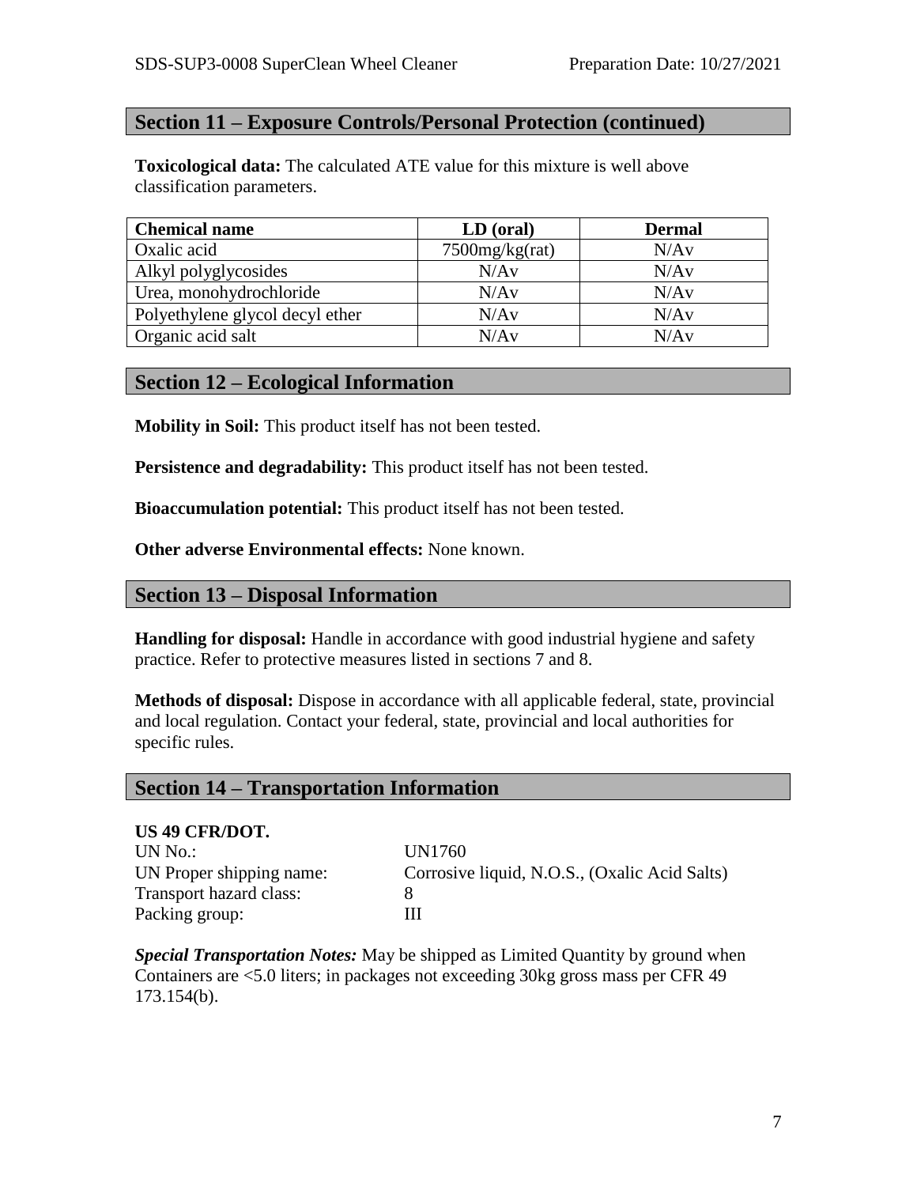## Section 11 – Exposure Controls/Personal Protection (continued)

**Toxicological data:** The calculated ATE value for this mixture is well above classification parameters.

| Chemical name | LD (oral) | Dermal |
|---|---|---|
| Oxalic acid | 7500mg/kg(rat) | N/Av |
| Alkyl polyglycosides | N/Av | N/Av |
| Urea, monohydrochloride | N/Av | N/Av |
| Polyethylene glycol decyl ether | N/Av | N/Av |
| Organic acid salt | N/Av | N/Av |

## Section 12 – Ecological Information

**Mobility in Soil:** This product itself has not been tested.

**Persistence and degradability:** This product itself has not been tested.

**Bioaccumulation potential:** This product itself has not been tested.

**Other adverse Environmental effects:** None known.

## Section 13 – Disposal Information

**Handling for disposal:** Handle in accordance with good industrial hygiene and safety practice. Refer to protective measures listed in sections 7 and 8.

**Methods of disposal:** Dispose in accordance with all applicable federal, state, provincial and local regulation. Contact your federal, state, provincial and local authorities for specific rules.

## Section 14 – Transportation Information

**US 49 CFR/DOT.**

UN No.: UN1760
UN Proper shipping name: Corrosive liquid, N.O.S., (Oxalic Acid Salts)
Transport hazard class: 8
Packing group: III

***Special Transportation Notes:*** May be shipped as Limited Quantity by ground when Containers are <5.0 liters; in packages not exceeding 30kg gross mass per CFR 49 173.154(b).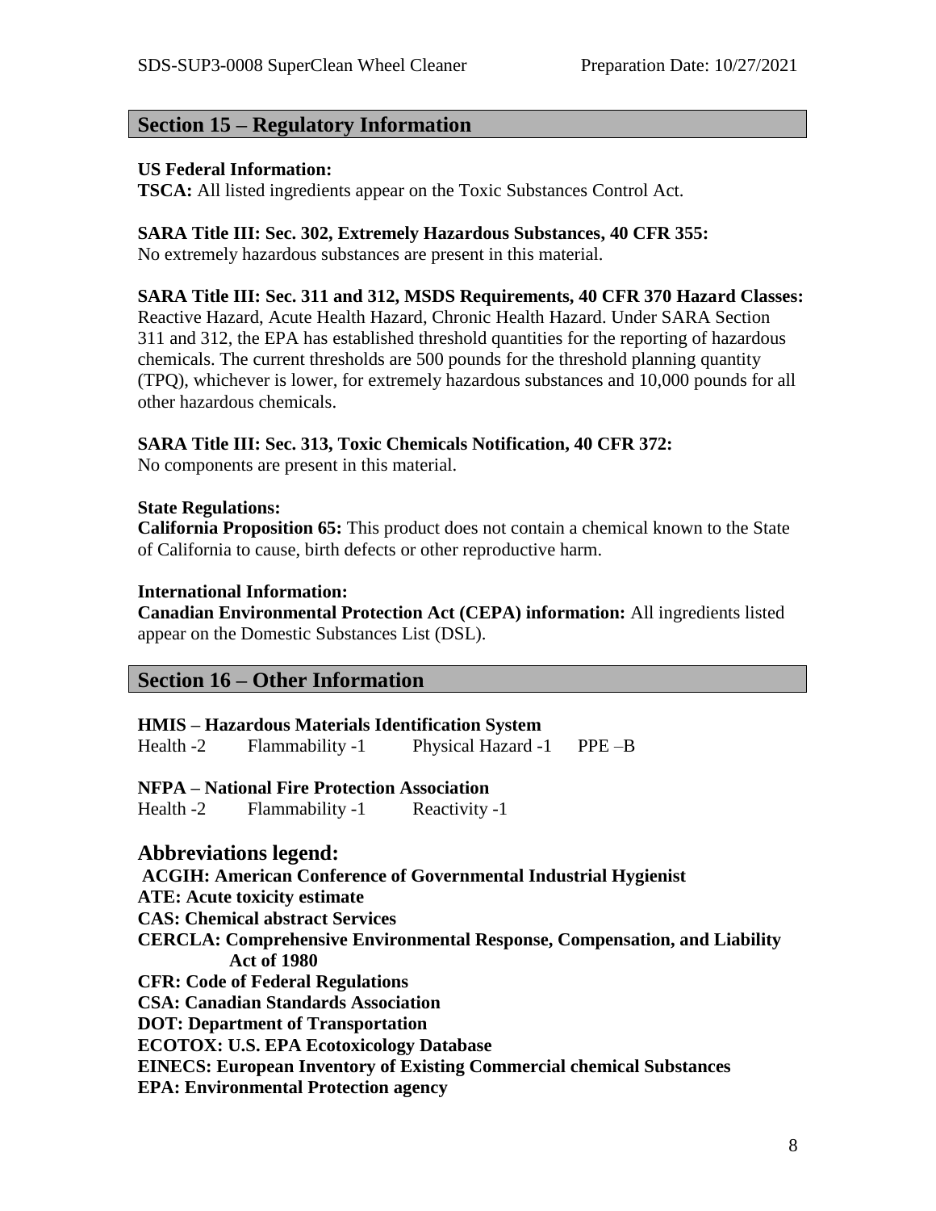## Section 15 – Regulatory Information

**US Federal Information:**
**TSCA:** All listed ingredients appear on the Toxic Substances Control Act.

**SARA Title III: Sec. 302, Extremely Hazardous Substances, 40 CFR 355:**
No extremely hazardous substances are present in this material.

**SARA Title III: Sec. 311 and 312, MSDS Requirements, 40 CFR 370 Hazard Classes:**
Reactive Hazard, Acute Health Hazard, Chronic Health Hazard. Under SARA Section 311 and 312, the EPA has established threshold quantities for the reporting of hazardous chemicals. The current thresholds are 500 pounds for the threshold planning quantity (TPQ), whichever is lower, for extremely hazardous substances and 10,000 pounds for all other hazardous chemicals.

**SARA Title III: Sec. 313, Toxic Chemicals Notification, 40 CFR 372:**
No components are present in this material.

**State Regulations:**
**California Proposition 65:** This product does not contain a chemical known to the State of California to cause, birth defects or other reproductive harm.

**International Information:**
**Canadian Environmental Protection Act (CEPA) information:** All ingredients listed appear on the Domestic Substances List (DSL).

## Section 16 – Other Information

**HMIS – Hazardous Materials Identification System**
Health -2 Flammability -1 Physical Hazard -1 PPE –B

**NFPA – National Fire Protection Association**
Health -2 Flammability -1 Reactivity -1

### Abbreviations legend:

**ACGIH: American Conference of Governmental Industrial Hygienist**
**ATE: Acute toxicity estimate**
**CAS: Chemical abstract Services**
**CERCLA: Comprehensive Environmental Response, Compensation, and Liability Act of 1980**
**CFR: Code of Federal Regulations**
**CSA: Canadian Standards Association**
**DOT: Department of Transportation**
**ECOTOX: U.S. EPA Ecotoxicology Database**
**EINECS: European Inventory of Existing Commercial chemical Substances**
**EPA: Environmental Protection agency**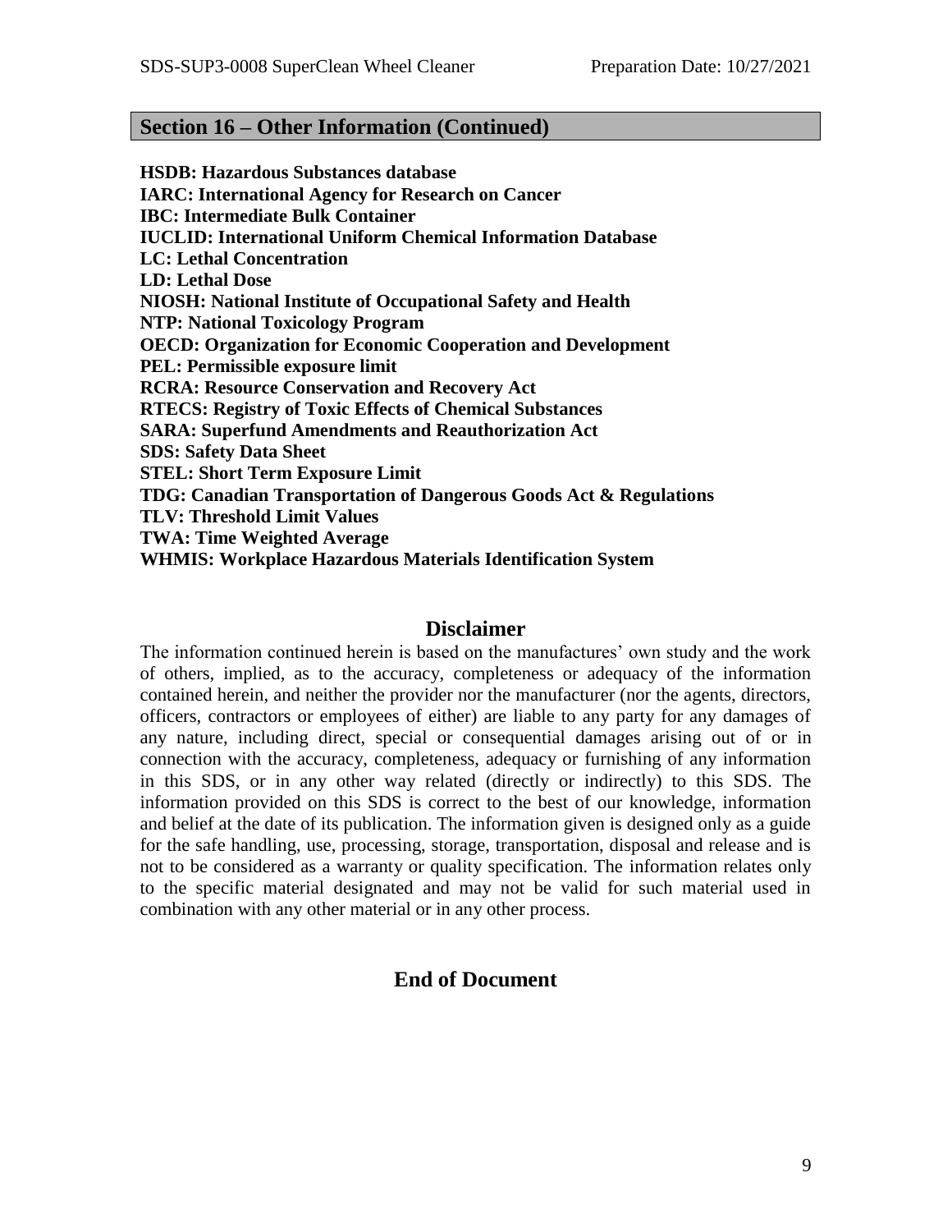## Section 16 – Other Information (Continued)

**HSDB: Hazardous Substances database**
**IARC: International Agency for Research on Cancer**
**IBC: Intermediate Bulk Container**
**IUCLID: International Uniform Chemical Information Database**
**LC: Lethal Concentration**
**LD: Lethal Dose**
**NIOSH: National Institute of Occupational Safety and Health**
**NTP: National Toxicology Program**
**OECD: Organization for Economic Cooperation and Development**
**PEL: Permissible exposure limit**
**RCRA: Resource Conservation and Recovery Act**
**RTECS: Registry of Toxic Effects of Chemical Substances**
**SARA: Superfund Amendments and Reauthorization Act**
**SDS: Safety Data Sheet**
**STEL: Short Term Exposure Limit**
**TDG: Canadian Transportation of Dangerous Goods Act & Regulations**
**TLV: Threshold Limit Values**
**TWA: Time Weighted Average**
**WHMIS: Workplace Hazardous Materials Identification System**

## Disclaimer

The information continued herein is based on the manufactures' own study and the work of others, implied, as to the accuracy, completeness or adequacy of the information contained herein, and neither the provider nor the manufacturer (nor the agents, directors, officers, contractors or employees of either) are liable to any party for any damages of any nature, including direct, special or consequential damages arising out of or in connection with the accuracy, completeness, adequacy or furnishing of any information in this SDS, or in any other way related (directly or indirectly) to this SDS. The information provided on this SDS is correct to the best of our knowledge, information and belief at the date of its publication. The information given is designed only as a guide for the safe handling, use, processing, storage, transportation, disposal and release and is not to be considered as a warranty or quality specification. The information relates only to the specific material designated and may not be valid for such material used in combination with any other material or in any other process.

## End of Document